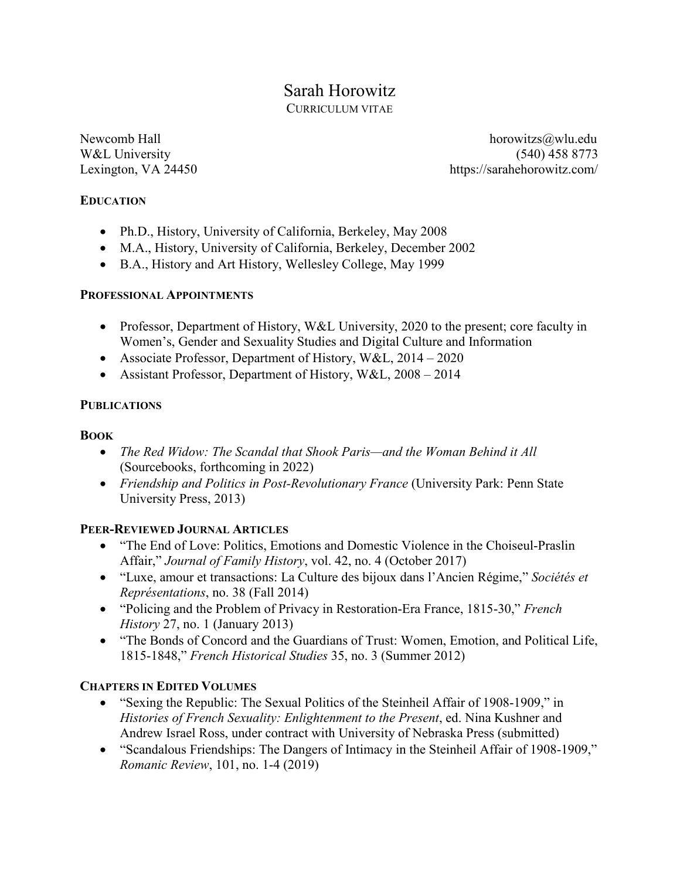# Sarah Horowitz

CURRICULUM VITAE

Newcomb Hall
W&L University
Lexington, VA 24450

horowitzs@wlu.edu
(540) 458 8773
https://sarahehorowitz.com/

## EDUCATION

- Ph.D., History, University of California, Berkeley, May 2008
- M.A., History, University of California, Berkeley, December 2002
- B.A., History and Art History, Wellesley College, May 1999

## PROFESSIONAL APPOINTMENTS

- Professor, Department of History, W&L University, 2020 to the present; core faculty in Women's, Gender and Sexuality Studies and Digital Culture and Information
- Associate Professor, Department of History, W&L, 2014 – 2020
- Assistant Professor, Department of History, W&L, 2008 – 2014

## PUBLICATIONS

### BOOK

- *The Red Widow: The Scandal that Shook Paris—and the Woman Behind it All* (Sourcebooks, forthcoming in 2022)
- *Friendship and Politics in Post-Revolutionary France* (University Park: Penn State University Press, 2013)

### PEER-REVIEWED JOURNAL ARTICLES

- "The End of Love: Politics, Emotions and Domestic Violence in the Choiseul-Praslin Affair," *Journal of Family History*, vol. 42, no. 4 (October 2017)
- "Luxe, amour et transactions: La Culture des bijoux dans l'Ancien Régime," *Sociétés et Représentations*, no. 38 (Fall 2014)
- "Policing and the Problem of Privacy in Restoration-Era France, 1815-30," *French History* 27, no. 1 (January 2013)
- "The Bonds of Concord and the Guardians of Trust: Women, Emotion, and Political Life, 1815-1848," *French Historical Studies* 35, no. 3 (Summer 2012)

### CHAPTERS IN EDITED VOLUMES

- "Sexing the Republic: The Sexual Politics of the Steinheil Affair of 1908-1909," in *Histories of French Sexuality: Enlightenment to the Present*, ed. Nina Kushner and Andrew Israel Ross, under contract with University of Nebraska Press (submitted)
- "Scandalous Friendships: The Dangers of Intimacy in the Steinheil Affair of 1908-1909," *Romanic Review*, 101, no. 1-4 (2019)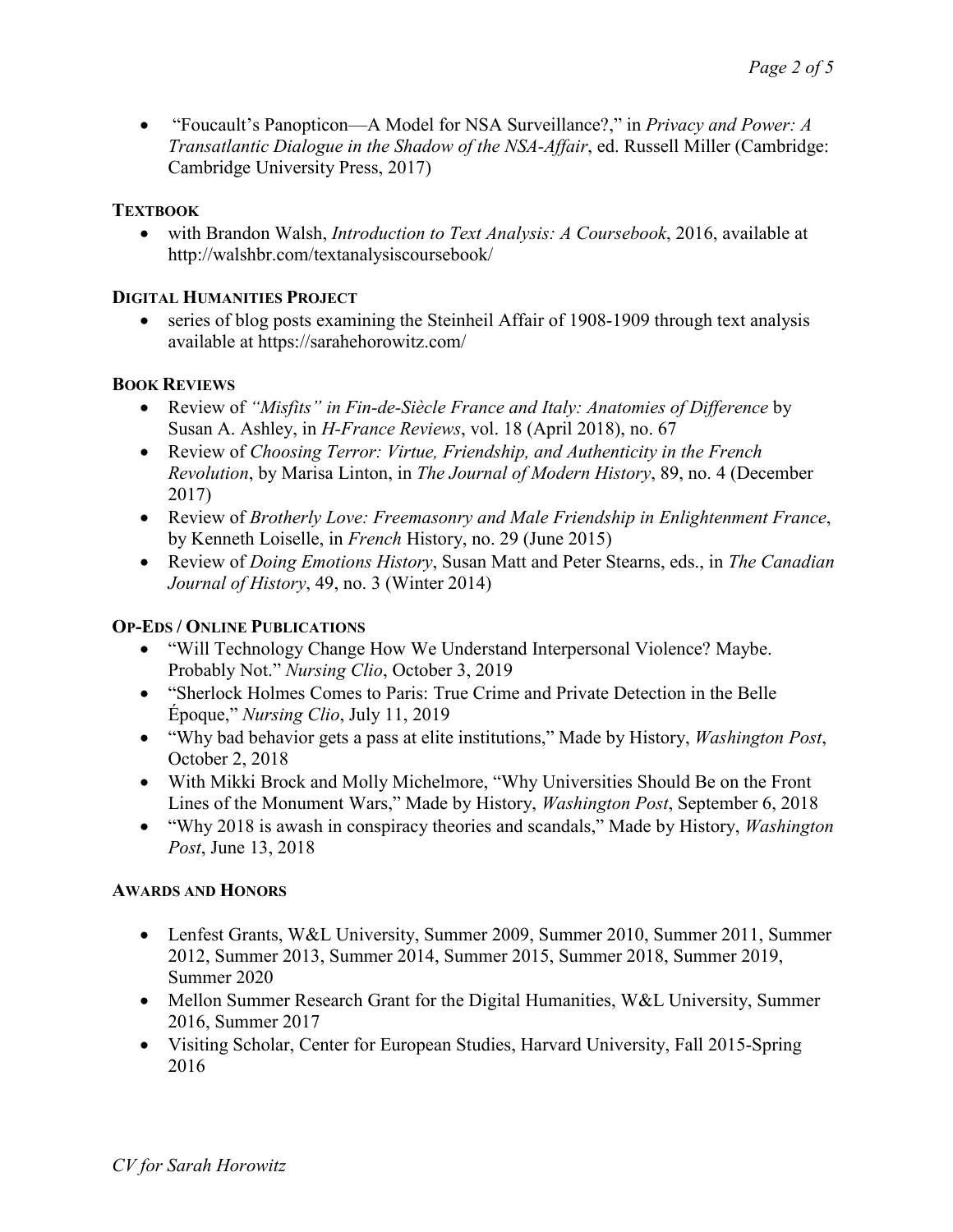- "Foucault's Panopticon—A Model for NSA Surveillance?," in *Privacy and Power: A Transatlantic Dialogue in the Shadow of the NSA-Affair*, ed. Russell Miller (Cambridge: Cambridge University Press, 2017)

## Textbook

- with Brandon Walsh, *Introduction to Text Analysis: A Coursebook*, 2016, available at http://walshbr.com/textanalysiscoursebook/

## Digital Humanities Project

- series of blog posts examining the Steinheil Affair of 1908-1909 through text analysis available at https://sarahehorowitz.com/

## Book Reviews

- Review of *"Misfits" in Fin-de-Siècle France and Italy: Anatomies of Difference* by Susan A. Ashley, in *H-France Reviews*, vol. 18 (April 2018), no. 67
- Review of *Choosing Terror: Virtue, Friendship, and Authenticity in the French Revolution*, by Marisa Linton, in *The Journal of Modern History*, 89, no. 4 (December 2017)
- Review of *Brotherly Love: Freemasonry and Male Friendship in Enlightenment France*, by Kenneth Loiselle, in *French* History, no. 29 (June 2015)
- Review of *Doing Emotions History*, Susan Matt and Peter Stearns, eds., in *The Canadian Journal of History*, 49, no. 3 (Winter 2014)

## Op-Eds / Online Publications

- "Will Technology Change How We Understand Interpersonal Violence? Maybe. Probably Not." *Nursing Clio*, October 3, 2019
- "Sherlock Holmes Comes to Paris: True Crime and Private Detection in the Belle Époque," *Nursing Clio*, July 11, 2019
- "Why bad behavior gets a pass at elite institutions," Made by History, *Washington Post*, October 2, 2018
- With Mikki Brock and Molly Michelmore, "Why Universities Should Be on the Front Lines of the Monument Wars," Made by History, *Washington Post*, September 6, 2018
- "Why 2018 is awash in conspiracy theories and scandals," Made by History, *Washington Post*, June 13, 2018

## Awards and Honors

- Lenfest Grants, W&L University, Summer 2009, Summer 2010, Summer 2011, Summer 2012, Summer 2013, Summer 2014, Summer 2015, Summer 2018, Summer 2019, Summer 2020
- Mellon Summer Research Grant for the Digital Humanities, W&L University, Summer 2016, Summer 2017
- Visiting Scholar, Center for European Studies, Harvard University, Fall 2015-Spring 2016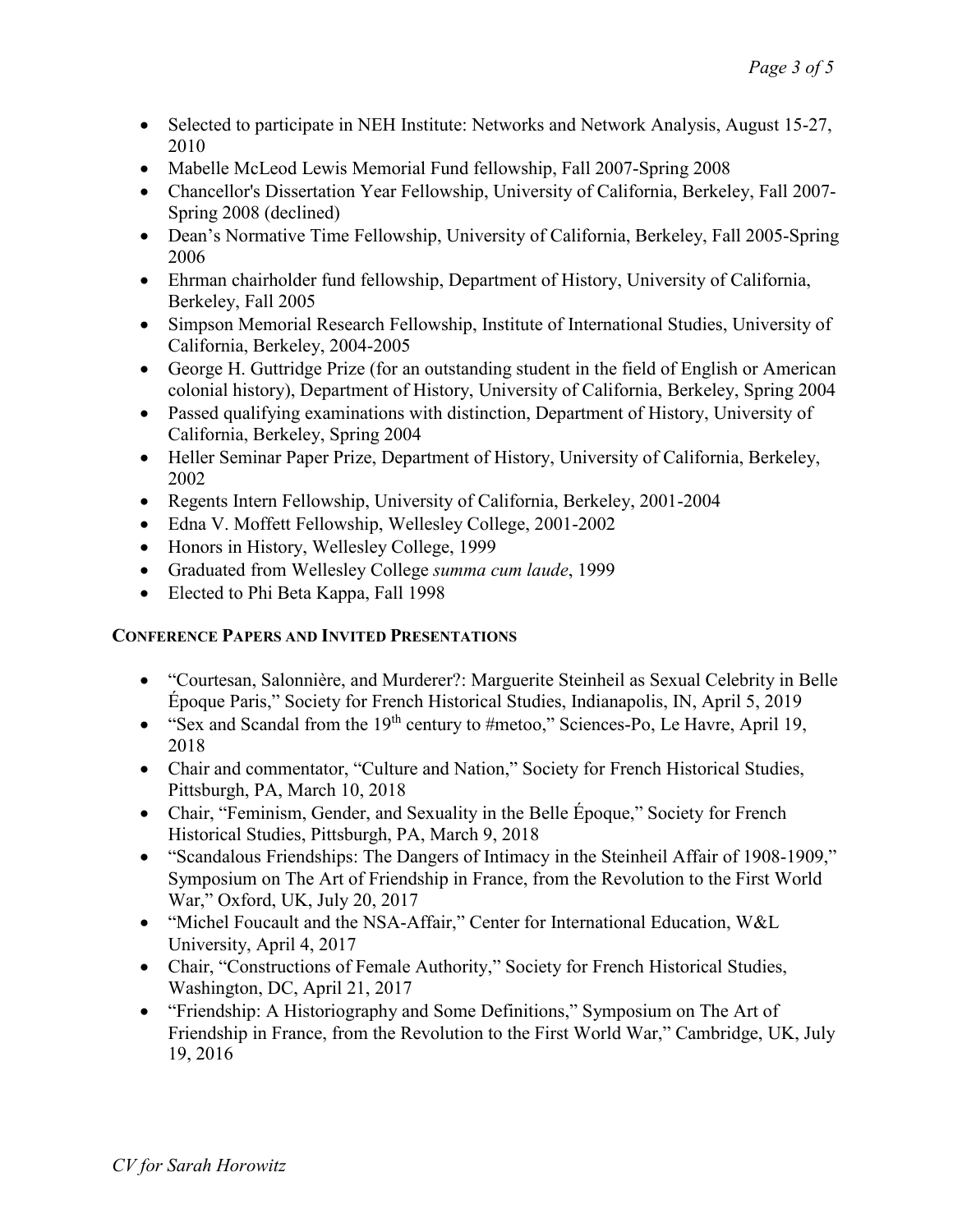- Selected to participate in NEH Institute: Networks and Network Analysis, August 15-27, 2010
- Mabelle McLeod Lewis Memorial Fund fellowship, Fall 2007-Spring 2008
- Chancellor's Dissertation Year Fellowship, University of California, Berkeley, Fall 2007-Spring 2008 (declined)
- Dean's Normative Time Fellowship, University of California, Berkeley, Fall 2005-Spring 2006
- Ehrman chairholder fund fellowship, Department of History, University of California, Berkeley, Fall 2005
- Simpson Memorial Research Fellowship, Institute of International Studies, University of California, Berkeley, 2004-2005
- George H. Guttridge Prize (for an outstanding student in the field of English or American colonial history), Department of History, University of California, Berkeley, Spring 2004
- Passed qualifying examinations with distinction, Department of History, University of California, Berkeley, Spring 2004
- Heller Seminar Paper Prize, Department of History, University of California, Berkeley, 2002
- Regents Intern Fellowship, University of California, Berkeley, 2001-2004
- Edna V. Moffett Fellowship, Wellesley College, 2001-2002
- Honors in History, Wellesley College, 1999
- Graduated from Wellesley College *summa cum laude*, 1999
- Elected to Phi Beta Kappa, Fall 1998

## **CONFERENCE PAPERS AND INVITED PRESENTATIONS**

- "Courtesan, Salonnière, and Murderer?: Marguerite Steinheil as Sexual Celebrity in Belle Époque Paris," Society for French Historical Studies, Indianapolis, IN, April 5, 2019
- "Sex and Scandal from the 19th century to #metoo," Sciences-Po, Le Havre, April 19, 2018
- Chair and commentator, "Culture and Nation," Society for French Historical Studies, Pittsburgh, PA, March 10, 2018
- Chair, "Feminism, Gender, and Sexuality in the Belle Époque," Society for French Historical Studies, Pittsburgh, PA, March 9, 2018
- "Scandalous Friendships: The Dangers of Intimacy in the Steinheil Affair of 1908-1909," Symposium on The Art of Friendship in France, from the Revolution to the First World War," Oxford, UK, July 20, 2017
- "Michel Foucault and the NSA-Affair," Center for International Education, W&L University, April 4, 2017
- Chair, "Constructions of Female Authority," Society for French Historical Studies, Washington, DC, April 21, 2017
- "Friendship: A Historiography and Some Definitions," Symposium on The Art of Friendship in France, from the Revolution to the First World War," Cambridge, UK, July 19, 2016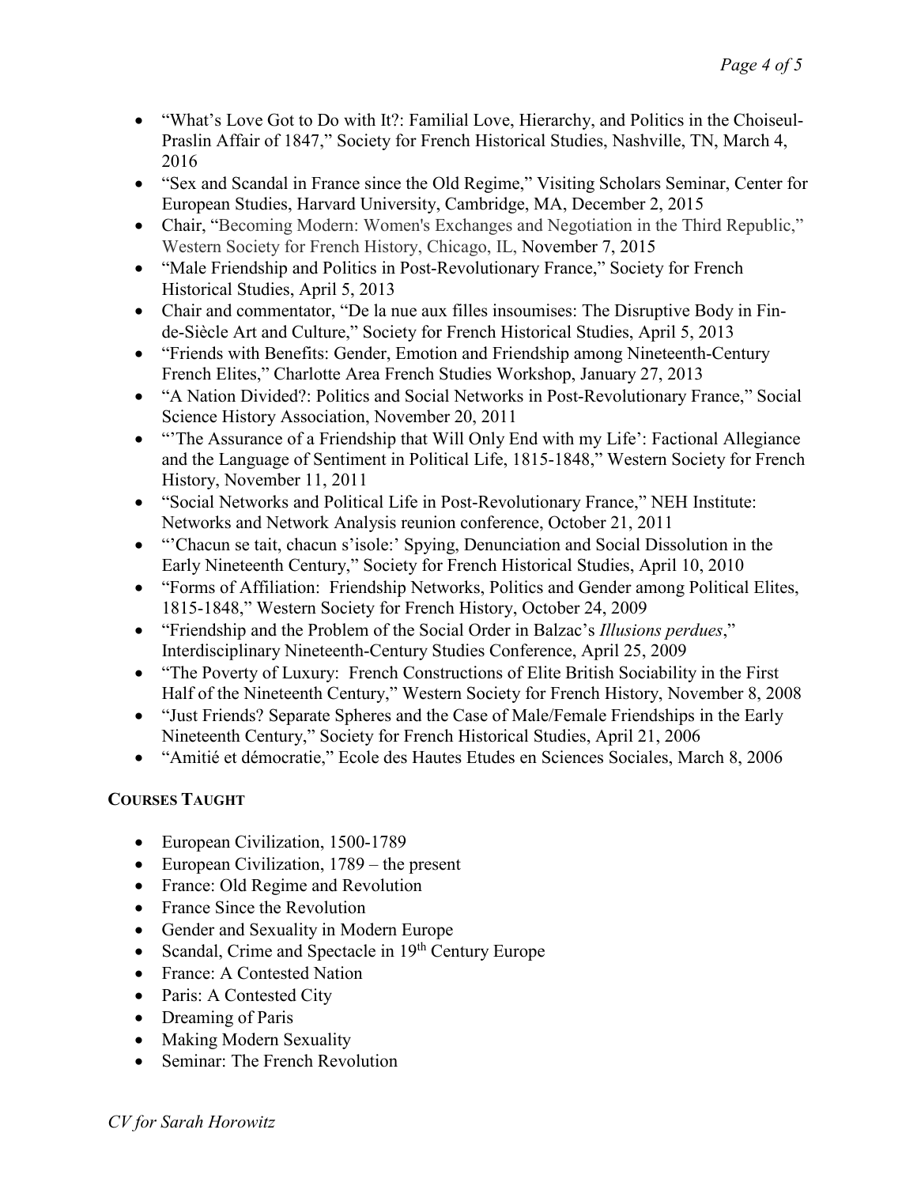- "What's Love Got to Do with It?: Familial Love, Hierarchy, and Politics in the Choiseul-Praslin Affair of 1847," Society for French Historical Studies, Nashville, TN, March 4, 2016
- "Sex and Scandal in France since the Old Regime," Visiting Scholars Seminar, Center for European Studies, Harvard University, Cambridge, MA, December 2, 2015
- Chair, "Becoming Modern: Women's Exchanges and Negotiation in the Third Republic," Western Society for French History, Chicago, IL, November 7, 2015
- "Male Friendship and Politics in Post-Revolutionary France," Society for French Historical Studies, April 5, 2013
- Chair and commentator, "De la nue aux filles insoumises: The Disruptive Body in Fin-de-Siècle Art and Culture," Society for French Historical Studies, April 5, 2013
- "Friends with Benefits: Gender, Emotion and Friendship among Nineteenth-Century French Elites," Charlotte Area French Studies Workshop, January 27, 2013
- "A Nation Divided?: Politics and Social Networks in Post-Revolutionary France," Social Science History Association, November 20, 2011
- "'The Assurance of a Friendship that Will Only End with my Life': Factional Allegiance and the Language of Sentiment in Political Life, 1815-1848," Western Society for French History, November 11, 2011
- "Social Networks and Political Life in Post-Revolutionary France," NEH Institute: Networks and Network Analysis reunion conference, October 21, 2011
- "'Chacun se tait, chacun s'isole:' Spying, Denunciation and Social Dissolution in the Early Nineteenth Century," Society for French Historical Studies, April 10, 2010
- "Forms of Affiliation: Friendship Networks, Politics and Gender among Political Elites, 1815-1848," Western Society for French History, October 24, 2009
- "Friendship and the Problem of the Social Order in Balzac's *Illusions perdues*," Interdisciplinary Nineteenth-Century Studies Conference, April 25, 2009
- "The Poverty of Luxury: French Constructions of Elite British Sociability in the First Half of the Nineteenth Century," Western Society for French History, November 8, 2008
- "Just Friends? Separate Spheres and the Case of Male/Female Friendships in the Early Nineteenth Century," Society for French Historical Studies, April 21, 2006
- "Amitié et démocratie," Ecole des Hautes Etudes en Sciences Sociales, March 8, 2006

## COURSES TAUGHT

- European Civilization, 1500-1789
- European Civilization, 1789 – the present
- France: Old Regime and Revolution
- France Since the Revolution
- Gender and Sexuality in Modern Europe
- Scandal, Crime and Spectacle in 19th Century Europe
- France: A Contested Nation
- Paris: A Contested City
- Dreaming of Paris
- Making Modern Sexuality
- Seminar: The French Revolution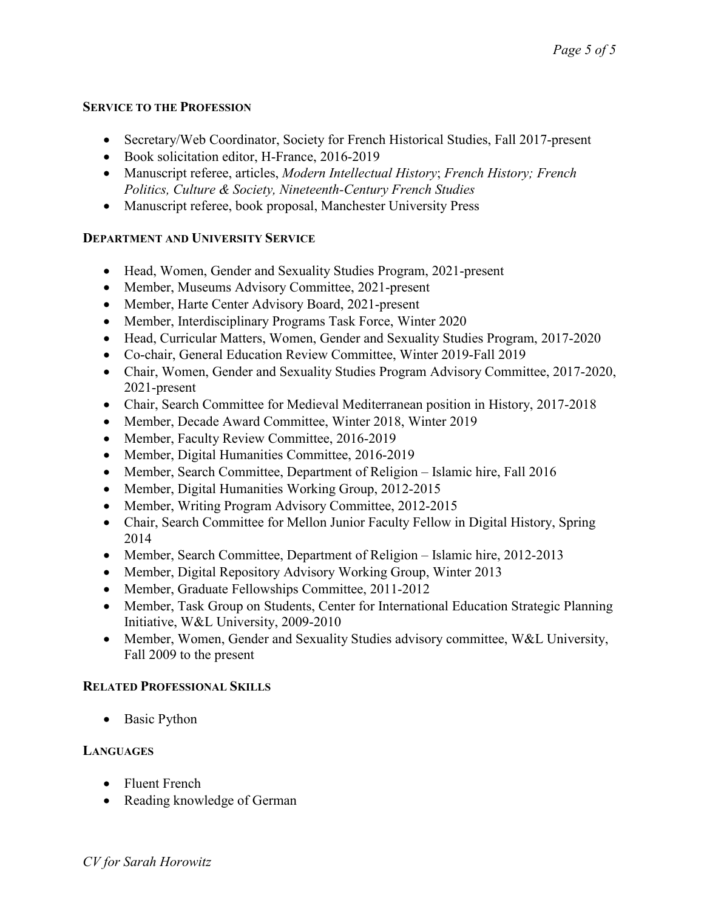## SERVICE TO THE PROFESSION

- Secretary/Web Coordinator, Society for French Historical Studies, Fall 2017-present
- Book solicitation editor, H-France, 2016-2019
- Manuscript referee, articles, *Modern Intellectual History*; *French History; French Politics, Culture & Society, Nineteenth-Century French Studies*
- Manuscript referee, book proposal, Manchester University Press

## DEPARTMENT AND UNIVERSITY SERVICE

- Head, Women, Gender and Sexuality Studies Program, 2021-present
- Member, Museums Advisory Committee, 2021-present
- Member, Harte Center Advisory Board, 2021-present
- Member, Interdisciplinary Programs Task Force, Winter 2020
- Head, Curricular Matters, Women, Gender and Sexuality Studies Program, 2017-2020
- Co-chair, General Education Review Committee, Winter 2019-Fall 2019
- Chair, Women, Gender and Sexuality Studies Program Advisory Committee, 2017-2020, 2021-present
- Chair, Search Committee for Medieval Mediterranean position in History, 2017-2018
- Member, Decade Award Committee, Winter 2018, Winter 2019
- Member, Faculty Review Committee, 2016-2019
- Member, Digital Humanities Committee, 2016-2019
- Member, Search Committee, Department of Religion – Islamic hire, Fall 2016
- Member, Digital Humanities Working Group, 2012-2015
- Member, Writing Program Advisory Committee, 2012-2015
- Chair, Search Committee for Mellon Junior Faculty Fellow in Digital History, Spring 2014
- Member, Search Committee, Department of Religion – Islamic hire, 2012-2013
- Member, Digital Repository Advisory Working Group, Winter 2013
- Member, Graduate Fellowships Committee, 2011-2012
- Member, Task Group on Students, Center for International Education Strategic Planning Initiative, W&L University, 2009-2010
- Member, Women, Gender and Sexuality Studies advisory committee, W&L University, Fall 2009 to the present

## RELATED PROFESSIONAL SKILLS

- Basic Python

## LANGUAGES

- Fluent French
- Reading knowledge of German